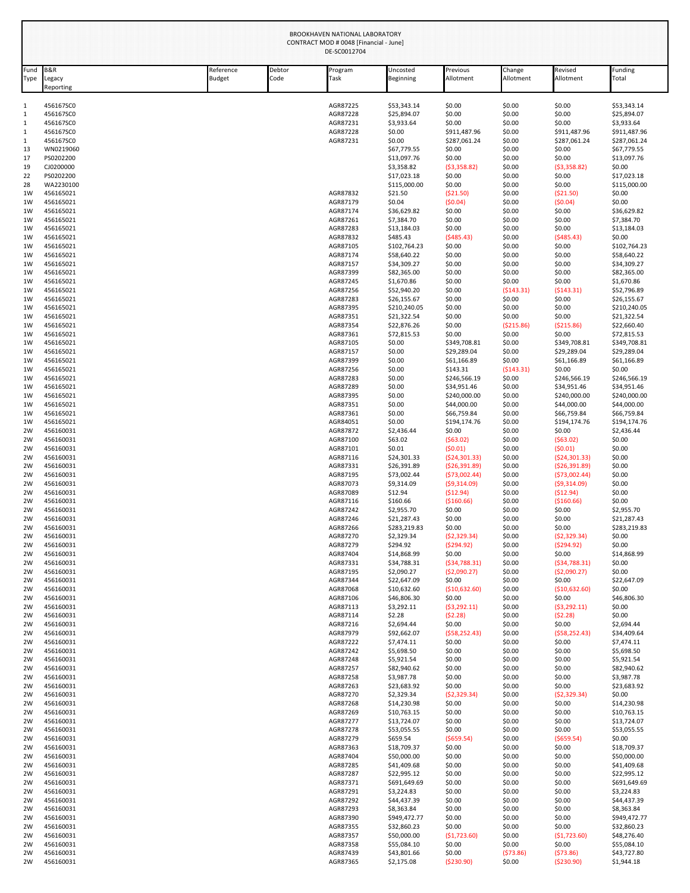BROOKHAVEN NATIONAL LABORATORY
CONTRACT MOD # 0048 [Financial - June]
DE-SC0012704

| Fund Type | B&R Legacy Reporting | Reference Budget | Debtor Code | Program Task | Uncosted Beginning | Previous Allotment | Change Allotment | Revised Allotment | Funding Total |
|---|---|---|---|---|---|---|---|---|---|
| 1 | 456167SC0 | | | AGR87225 | $53,343.14 | $0.00 | $0.00 | $0.00 | $53,343.14 |
| 1 | 456167SC0 | | | AGR87228 | $25,894.07 | $0.00 | $0.00 | $0.00 | $25,894.07 |
| 1 | 456167SC0 | | | AGR87231 | $3,933.64 | $0.00 | $0.00 | $0.00 | $3,933.64 |
| 1 | 456167SC0 | | | AGR87228 | $0.00 | $911,487.96 | $0.00 | $911,487.96 | $911,487.96 |
| 1 | 456167SC0 | | | AGR87231 | $0.00 | $287,061.24 | $0.00 | $287,061.24 | $287,061.24 |
| 13 | WN0219060 | | | | $67,779.55 | $0.00 | $0.00 | $0.00 | $67,779.55 |
| 17 | PS0202200 | | | | $13,097.76 | $0.00 | $0.00 | $0.00 | $13,097.76 |
| 19 | CJ0200000 | | | | $3,358.82 | ($3,358.82) | $0.00 | ($3,358.82) | $0.00 |
| 22 | PS0202200 | | | | $17,023.18 | $0.00 | $0.00 | $0.00 | $17,023.18 |
| 28 | WA2230100 | | | | $115,000.00 | $0.00 | $0.00 | $0.00 | $115,000.00 |
| 1W | 456165021 | | | AGR87832 | $21.50 | ($21.50) | $0.00 | ($21.50) | $0.00 |
| 1W | 456165021 | | | AGR87179 | $0.04 | ($0.04) | $0.00 | ($0.04) | $0.00 |
| 1W | 456165021 | | | AGR87174 | $36,629.82 | $0.00 | $0.00 | $0.00 | $36,629.82 |
| 1W | 456165021 | | | AGR87261 | $7,384.70 | $0.00 | $0.00 | $0.00 | $7,384.70 |
| 1W | 456165021 | | | AGR87283 | $13,184.03 | $0.00 | $0.00 | $0.00 | $13,184.03 |
| 1W | 456165021 | | | AGR87832 | $485.43 | ($485.43) | $0.00 | ($485.43) | $0.00 |
| 1W | 456165021 | | | AGR87105 | $102,764.23 | $0.00 | $0.00 | $0.00 | $102,764.23 |
| 1W | 456165021 | | | AGR87174 | $58,640.22 | $0.00 | $0.00 | $0.00 | $58,640.22 |
| 1W | 456165021 | | | AGR87157 | $34,309.27 | $0.00 | $0.00 | $0.00 | $34,309.27 |
| 1W | 456165021 | | | AGR87399 | $82,365.00 | $0.00 | $0.00 | $0.00 | $82,365.00 |
| 1W | 456165021 | | | AGR87245 | $1,670.86 | $0.00 | $0.00 | $0.00 | $1,670.86 |
| 1W | 456165021 | | | AGR87256 | $52,940.20 | $0.00 | ($143.31) | ($143.31) | $52,796.89 |
| 1W | 456165021 | | | AGR87283 | $26,155.67 | $0.00 | $0.00 | $0.00 | $26,155.67 |
| 1W | 456165021 | | | AGR87395 | $210,240.05 | $0.00 | $0.00 | $0.00 | $210,240.05 |
| 1W | 456165021 | | | AGR87351 | $21,322.54 | $0.00 | $0.00 | $0.00 | $21,322.54 |
| 1W | 456165021 | | | AGR87354 | $22,876.26 | $0.00 | ($215.86) | ($215.86) | $22,660.40 |
| 1W | 456165021 | | | AGR87361 | $72,815.53 | $0.00 | $0.00 | $0.00 | $72,815.53 |
| 1W | 456165021 | | | AGR87105 | $0.00 | $349,708.81 | $0.00 | $349,708.81 | $349,708.81 |
| 1W | 456165021 | | | AGR87157 | $0.00 | $29,289.04 | $0.00 | $29,289.04 | $29,289.04 |
| 1W | 456165021 | | | AGR87399 | $0.00 | $61,166.89 | $0.00 | $61,166.89 | $61,166.89 |
| 1W | 456165021 | | | AGR87256 | $0.00 | $143.31 | ($143.31) | $0.00 | $0.00 |
| 1W | 456165021 | | | AGR87283 | $0.00 | $246,566.19 | $0.00 | $246,566.19 | $246,566.19 |
| 1W | 456165021 | | | AGR87289 | $0.00 | $34,951.46 | $0.00 | $34,951.46 | $34,951.46 |
| 1W | 456165021 | | | AGR87395 | $0.00 | $240,000.00 | $0.00 | $240,000.00 | $240,000.00 |
| 1W | 456165021 | | | AGR87351 | $0.00 | $44,000.00 | $0.00 | $44,000.00 | $44,000.00 |
| 1W | 456165021 | | | AGR87361 | $0.00 | $66,759.84 | $0.00 | $66,759.84 | $66,759.84 |
| 1W | 456165021 | | | AGR84051 | $0.00 | $194,174.76 | $0.00 | $194,174.76 | $194,174.76 |
| 2W | 456160031 | | | AGR87872 | $2,436.44 | $0.00 | $0.00 | $0.00 | $2,436.44 |
| 2W | 456160031 | | | AGR87100 | $63.02 | ($63.02) | $0.00 | ($63.02) | $0.00 |
| 2W | 456160031 | | | AGR87101 | $0.01 | ($0.01) | $0.00 | ($0.01) | $0.00 |
| 2W | 456160031 | | | AGR87116 | $24,301.33 | ($24,301.33) | $0.00 | ($24,301.33) | $0.00 |
| 2W | 456160031 | | | AGR87331 | $26,391.89 | ($26,391.89) | $0.00 | ($26,391.89) | $0.00 |
| 2W | 456160031 | | | AGR87195 | $73,002.44 | ($73,002.44) | $0.00 | ($73,002.44) | $0.00 |
| 2W | 456160031 | | | AGR87073 | $9,314.09 | ($9,314.09) | $0.00 | ($9,314.09) | $0.00 |
| 2W | 456160031 | | | AGR87089 | $12.94 | ($12.94) | $0.00 | ($12.94) | $0.00 |
| 2W | 456160031 | | | AGR87116 | $160.66 | ($160.66) | $0.00 | ($160.66) | $0.00 |
| 2W | 456160031 | | | AGR87242 | $2,955.70 | $0.00 | $0.00 | $0.00 | $2,955.70 |
| 2W | 456160031 | | | AGR87246 | $21,287.43 | $0.00 | $0.00 | $0.00 | $21,287.43 |
| 2W | 456160031 | | | AGR87266 | $283,219.83 | $0.00 | $0.00 | $0.00 | $283,219.83 |
| 2W | 456160031 | | | AGR87270 | $2,329.34 | ($2,329.34) | $0.00 | ($2,329.34) | $0.00 |
| 2W | 456160031 | | | AGR87279 | $294.92 | ($294.92) | $0.00 | ($294.92) | $0.00 |
| 2W | 456160031 | | | AGR87404 | $14,868.99 | $0.00 | $0.00 | $0.00 | $14,868.99 |
| 2W | 456160031 | | | AGR87331 | $34,788.31 | ($34,788.31) | $0.00 | ($34,788.31) | $0.00 |
| 2W | 456160031 | | | AGR87195 | $2,090.27 | ($2,090.27) | $0.00 | ($2,090.27) | $0.00 |
| 2W | 456160031 | | | AGR87344 | $22,647.09 | $0.00 | $0.00 | $0.00 | $22,647.09 |
| 2W | 456160031 | | | AGR87068 | $10,632.60 | ($10,632.60) | $0.00 | ($10,632.60) | $0.00 |
| 2W | 456160031 | | | AGR87106 | $46,806.30 | $0.00 | $0.00 | $0.00 | $46,806.30 |
| 2W | 456160031 | | | AGR87113 | $3,292.11 | ($3,292.11) | $0.00 | ($3,292.11) | $0.00 |
| 2W | 456160031 | | | AGR87114 | $2.28 | ($2.28) | $0.00 | ($2.28) | $0.00 |
| 2W | 456160031 | | | AGR87216 | $2,694.44 | $0.00 | $0.00 | $0.00 | $2,694.44 |
| 2W | 456160031 | | | AGR87979 | $92,662.07 | ($58,252.43) | $0.00 | ($58,252.43) | $34,409.64 |
| 2W | 456160031 | | | AGR87222 | $7,474.11 | $0.00 | $0.00 | $0.00 | $7,474.11 |
| 2W | 456160031 | | | AGR87242 | $5,698.50 | $0.00 | $0.00 | $0.00 | $5,698.50 |
| 2W | 456160031 | | | AGR87248 | $5,921.54 | $0.00 | $0.00 | $0.00 | $5,921.54 |
| 2W | 456160031 | | | AGR87257 | $82,940.62 | $0.00 | $0.00 | $0.00 | $82,940.62 |
| 2W | 456160031 | | | AGR87258 | $3,987.78 | $0.00 | $0.00 | $0.00 | $3,987.78 |
| 2W | 456160031 | | | AGR87263 | $23,683.92 | $0.00 | $0.00 | $0.00 | $23,683.92 |
| 2W | 456160031 | | | AGR87270 | $2,329.34 | ($2,329.34) | $0.00 | ($2,329.34) | $0.00 |
| 2W | 456160031 | | | AGR87268 | $14,230.98 | $0.00 | $0.00 | $0.00 | $14,230.98 |
| 2W | 456160031 | | | AGR87269 | $10,763.15 | $0.00 | $0.00 | $0.00 | $10,763.15 |
| 2W | 456160031 | | | AGR87277 | $13,724.07 | $0.00 | $0.00 | $0.00 | $13,724.07 |
| 2W | 456160031 | | | AGR87278 | $53,055.55 | $0.00 | $0.00 | $0.00 | $53,055.55 |
| 2W | 456160031 | | | AGR87279 | $659.54 | ($659.54) | $0.00 | ($659.54) | $0.00 |
| 2W | 456160031 | | | AGR87363 | $18,709.37 | $0.00 | $0.00 | $0.00 | $18,709.37 |
| 2W | 456160031 | | | AGR87404 | $50,000.00 | $0.00 | $0.00 | $0.00 | $50,000.00 |
| 2W | 456160031 | | | AGR87285 | $41,409.68 | $0.00 | $0.00 | $0.00 | $41,409.68 |
| 2W | 456160031 | | | AGR87287 | $22,995.12 | $0.00 | $0.00 | $0.00 | $22,995.12 |
| 2W | 456160031 | | | AGR87371 | $691,649.69 | $0.00 | $0.00 | $0.00 | $691,649.69 |
| 2W | 456160031 | | | AGR87291 | $3,224.83 | $0.00 | $0.00 | $0.00 | $3,224.83 |
| 2W | 456160031 | | | AGR87292 | $44,437.39 | $0.00 | $0.00 | $0.00 | $44,437.39 |
| 2W | 456160031 | | | AGR87293 | $8,363.84 | $0.00 | $0.00 | $0.00 | $8,363.84 |
| 2W | 456160031 | | | AGR87390 | $949,472.77 | $0.00 | $0.00 | $0.00 | $949,472.77 |
| 2W | 456160031 | | | AGR87355 | $32,860.23 | $0.00 | $0.00 | $0.00 | $32,860.23 |
| 2W | 456160031 | | | AGR87357 | $50,000.00 | ($1,723.60) | $0.00 | ($1,723.60) | $48,276.40 |
| 2W | 456160031 | | | AGR87358 | $55,084.10 | $0.00 | $0.00 | $0.00 | $55,084.10 |
| 2W | 456160031 | | | AGR87439 | $43,801.66 | $0.00 | ($73.86) | ($73.86) | $43,727.80 |
| 2W | 456160031 | | | AGR87365 | $2,175.08 | ($230.90) | $0.00 | ($230.90) | $1,944.18 |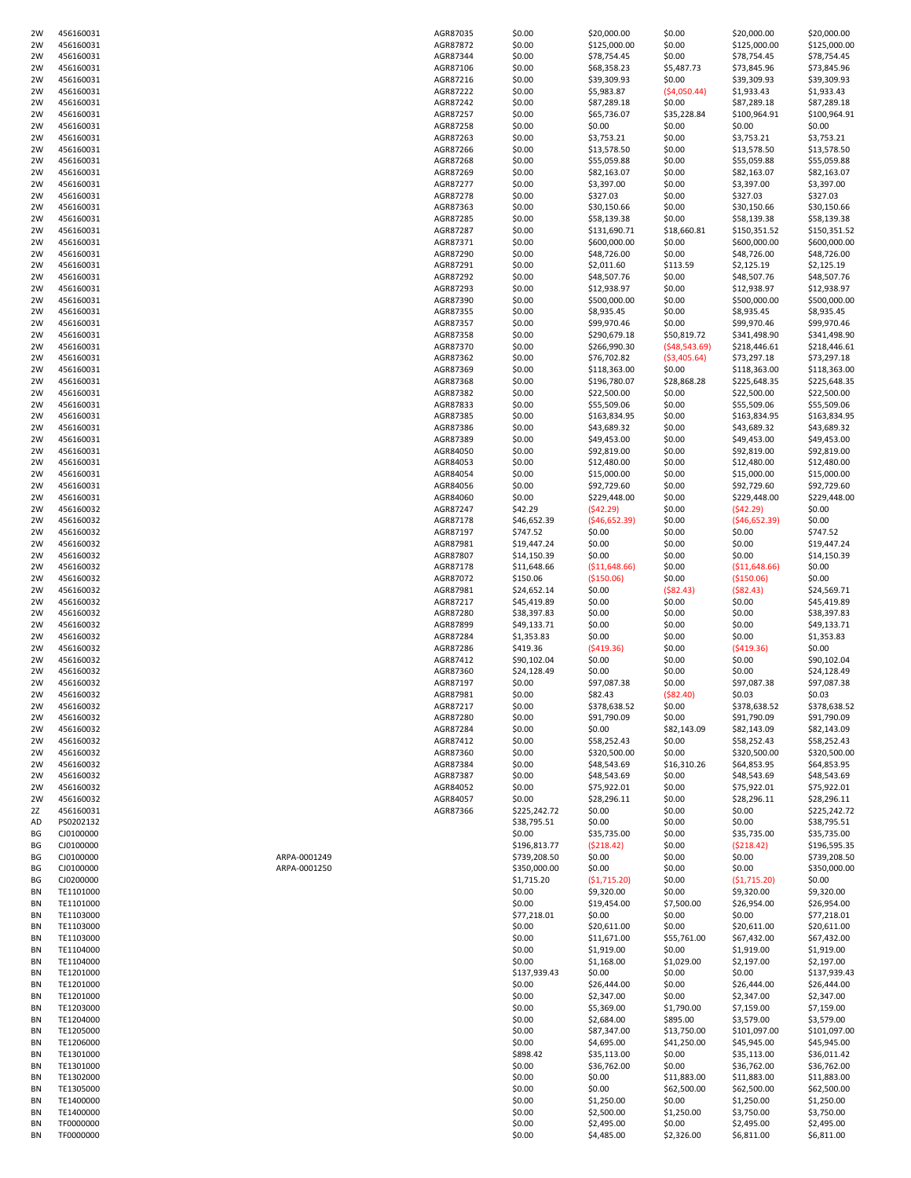| | | | | | | | | |
|---|---|---|---|---|---|---|---|---|
| 2W | 456160031 | | AGR87035 | $0.00 | $20,000.00 | $0.00 | $20,000.00 | $20,000.00 |
| 2W | 456160031 | | AGR87872 | $0.00 | $125,000.00 | $0.00 | $125,000.00 | $125,000.00 |
| 2W | 456160031 | | AGR87344 | $0.00 | $78,754.45 | $0.00 | $78,754.45 | $78,754.45 |
| 2W | 456160031 | | AGR87106 | $0.00 | $68,358.23 | $5,487.73 | $73,845.96 | $73,845.96 |
| 2W | 456160031 | | AGR87216 | $0.00 | $39,309.93 | $0.00 | $39,309.93 | $39,309.93 |
| 2W | 456160031 | | AGR87222 | $0.00 | $5,983.87 | ($4,050.44) | $1,933.43 | $1,933.43 |
| 2W | 456160031 | | AGR87242 | $0.00 | $87,289.18 | $0.00 | $87,289.18 | $87,289.18 |
| 2W | 456160031 | | AGR87257 | $0.00 | $65,736.07 | $35,228.84 | $100,964.91 | $100,964.91 |
| 2W | 456160031 | | AGR87258 | $0.00 | $0.00 | $0.00 | $0.00 | $0.00 |
| 2W | 456160031 | | AGR87263 | $0.00 | $3,753.21 | $0.00 | $3,753.21 | $3,753.21 |
| 2W | 456160031 | | AGR87266 | $0.00 | $13,578.50 | $0.00 | $13,578.50 | $13,578.50 |
| 2W | 456160031 | | AGR87268 | $0.00 | $55,059.88 | $0.00 | $55,059.88 | $55,059.88 |
| 2W | 456160031 | | AGR87269 | $0.00 | $82,163.07 | $0.00 | $82,163.07 | $82,163.07 |
| 2W | 456160031 | | AGR87277 | $0.00 | $3,397.00 | $0.00 | $3,397.00 | $3,397.00 |
| 2W | 456160031 | | AGR87278 | $0.00 | $327.03 | $0.00 | $327.03 | $327.03 |
| 2W | 456160031 | | AGR87363 | $0.00 | $30,150.66 | $0.00 | $30,150.66 | $30,150.66 |
| 2W | 456160031 | | AGR87285 | $0.00 | $58,139.38 | $0.00 | $58,139.38 | $58,139.38 |
| 2W | 456160031 | | AGR87287 | $0.00 | $131,690.71 | $18,660.81 | $150,351.52 | $150,351.52 |
| 2W | 456160031 | | AGR87371 | $0.00 | $600,000.00 | $0.00 | $600,000.00 | $600,000.00 |
| 2W | 456160031 | | AGR87290 | $0.00 | $48,726.00 | $0.00 | $48,726.00 | $48,726.00 |
| 2W | 456160031 | | AGR87291 | $0.00 | $2,011.60 | $113.59 | $2,125.19 | $2,125.19 |
| 2W | 456160031 | | AGR87292 | $0.00 | $48,507.76 | $0.00 | $48,507.76 | $48,507.76 |
| 2W | 456160031 | | AGR87293 | $0.00 | $12,938.97 | $0.00 | $12,938.97 | $12,938.97 |
| 2W | 456160031 | | AGR87390 | $0.00 | $500,000.00 | $0.00 | $500,000.00 | $500,000.00 |
| 2W | 456160031 | | AGR87355 | $0.00 | $8,935.45 | $0.00 | $8,935.45 | $8,935.45 |
| 2W | 456160031 | | AGR87357 | $0.00 | $99,970.46 | $0.00 | $99,970.46 | $99,970.46 |
| 2W | 456160031 | | AGR87358 | $0.00 | $290,679.18 | $50,819.72 | $341,498.90 | $341,498.90 |
| 2W | 456160031 | | AGR87370 | $0.00 | $266,990.30 | ($48,543.69) | $218,446.61 | $218,446.61 |
| 2W | 456160031 | | AGR87362 | $0.00 | $76,702.82 | ($3,405.64) | $73,297.18 | $73,297.18 |
| 2W | 456160031 | | AGR87369 | $0.00 | $118,363.00 | $0.00 | $118,363.00 | $118,363.00 |
| 2W | 456160031 | | AGR87368 | $0.00 | $196,780.07 | $28,868.28 | $225,648.35 | $225,648.35 |
| 2W | 456160031 | | AGR87382 | $0.00 | $22,500.00 | $0.00 | $22,500.00 | $22,500.00 |
| 2W | 456160031 | | AGR87833 | $0.00 | $55,509.06 | $0.00 | $55,509.06 | $55,509.06 |
| 2W | 456160031 | | AGR87385 | $0.00 | $163,834.95 | $0.00 | $163,834.95 | $163,834.95 |
| 2W | 456160031 | | AGR87386 | $0.00 | $43,689.32 | $0.00 | $43,689.32 | $43,689.32 |
| 2W | 456160031 | | AGR87389 | $0.00 | $49,453.00 | $0.00 | $49,453.00 | $49,453.00 |
| 2W | 456160031 | | AGR84050 | $0.00 | $92,819.00 | $0.00 | $92,819.00 | $92,819.00 |
| 2W | 456160031 | | AGR84053 | $0.00 | $12,480.00 | $0.00 | $12,480.00 | $12,480.00 |
| 2W | 456160031 | | AGR84054 | $0.00 | $15,000.00 | $0.00 | $15,000.00 | $15,000.00 |
| 2W | 456160031 | | AGR84056 | $0.00 | $92,729.60 | $0.00 | $92,729.60 | $92,729.60 |
| 2W | 456160031 | | AGR84060 | $0.00 | $229,448.00 | $0.00 | $229,448.00 | $229,448.00 |
| 2W | 456160032 | | AGR87247 | $42.29 | ($42.29) | $0.00 | ($42.29) | $0.00 |
| 2W | 456160032 | | AGR87178 | $46,652.39 | ($46,652.39) | $0.00 | ($46,652.39) | $0.00 |
| 2W | 456160032 | | AGR87197 | $747.52 | $0.00 | $0.00 | $0.00 | $747.52 |
| 2W | 456160032 | | AGR87981 | $19,447.24 | $0.00 | $0.00 | $0.00 | $19,447.24 |
| 2W | 456160032 | | AGR87807 | $14,150.39 | $0.00 | $0.00 | $0.00 | $14,150.39 |
| 2W | 456160032 | | AGR87178 | $11,648.66 | ($11,648.66) | $0.00 | ($11,648.66) | $0.00 |
| 2W | 456160032 | | AGR87072 | $150.06 | ($150.06) | $0.00 | ($150.06) | $0.00 |
| 2W | 456160032 | | AGR87981 | $24,652.14 | $0.00 | ($82.43) | ($82.43) | $24,569.71 |
| 2W | 456160032 | | AGR87217 | $45,419.89 | $0.00 | $0.00 | $0.00 | $45,419.89 |
| 2W | 456160032 | | AGR87280 | $38,397.83 | $0.00 | $0.00 | $0.00 | $38,397.83 |
| 2W | 456160032 | | AGR87899 | $49,133.71 | $0.00 | $0.00 | $0.00 | $49,133.71 |
| 2W | 456160032 | | AGR87284 | $1,353.83 | $0.00 | $0.00 | $0.00 | $1,353.83 |
| 2W | 456160032 | | AGR87286 | $419.36 | ($419.36) | $0.00 | ($419.36) | $0.00 |
| 2W | 456160032 | | AGR87412 | $90,102.04 | $0.00 | $0.00 | $0.00 | $90,102.04 |
| 2W | 456160032 | | AGR87360 | $24,128.49 | $0.00 | $0.00 | $0.00 | $24,128.49 |
| 2W | 456160032 | | AGR87197 | $0.00 | $97,087.38 | $0.00 | $97,087.38 | $97,087.38 |
| 2W | 456160032 | | AGR87981 | $0.00 | $82.43 | ($82.40) | $0.03 | $0.03 |
| 2W | 456160032 | | AGR87217 | $0.00 | $378,638.52 | $0.00 | $378,638.52 | $378,638.52 |
| 2W | 456160032 | | AGR87280 | $0.00 | $91,790.09 | $0.00 | $91,790.09 | $91,790.09 |
| 2W | 456160032 | | AGR87284 | $0.00 | $0.00 | $82,143.09 | $82,143.09 | $82,143.09 |
| 2W | 456160032 | | AGR87412 | $0.00 | $58,252.43 | $0.00 | $58,252.43 | $58,252.43 |
| 2W | 456160032 | | AGR87360 | $0.00 | $320,500.00 | $0.00 | $320,500.00 | $320,500.00 |
| 2W | 456160032 | | AGR87384 | $0.00 | $48,543.69 | $16,310.26 | $64,853.95 | $64,853.95 |
| 2W | 456160032 | | AGR87387 | $0.00 | $48,543.69 | $0.00 | $48,543.69 | $48,543.69 |
| 2W | 456160032 | | AGR84052 | $0.00 | $75,922.01 | $0.00 | $75,922.01 | $75,922.01 |
| 2W | 456160032 | | AGR84057 | $0.00 | $28,296.11 | $0.00 | $28,296.11 | $28,296.11 |
| 2Z | 456160031 | | AGR87366 | $225,242.72 | $0.00 | $0.00 | $0.00 | $225,242.72 |
| AD | PS0202132 | | | $38,795.51 | $0.00 | $0.00 | $0.00 | $38,795.51 |
| BG | CJ0100000 | | | $0.00 | $35,735.00 | $0.00 | $35,735.00 | $35,735.00 |
| BG | CJ0100000 | | | $196,813.77 | ($218.42) | $0.00 | ($218.42) | $196,595.35 |
| BG | CJ0100000 | ARPA-0001249 | | $739,208.50 | $0.00 | $0.00 | $0.00 | $739,208.50 |
| BG | CJ0100000 | ARPA-0001250 | | $350,000.00 | $0.00 | $0.00 | $0.00 | $350,000.00 |
| BG | CJ0200000 | | | $1,715.20 | ($1,715.20) | $0.00 | ($1,715.20) | $0.00 |
| BN | TE1101000 | | | $0.00 | $9,320.00 | $0.00 | $9,320.00 | $9,320.00 |
| BN | TE1101000 | | | $0.00 | $19,454.00 | $7,500.00 | $26,954.00 | $26,954.00 |
| BN | TE1103000 | | | $77,218.01 | $0.00 | $0.00 | $0.00 | $77,218.01 |
| BN | TE1103000 | | | $0.00 | $20,611.00 | $0.00 | $20,611.00 | $20,611.00 |
| BN | TE1103000 | | | $0.00 | $11,671.00 | $55,761.00 | $67,432.00 | $67,432.00 |
| BN | TE1104000 | | | $0.00 | $1,919.00 | $0.00 | $1,919.00 | $1,919.00 |
| BN | TE1104000 | | | $0.00 | $1,168.00 | $1,029.00 | $2,197.00 | $2,197.00 |
| BN | TE1201000 | | | $137,939.43 | $0.00 | $0.00 | $0.00 | $137,939.43 |
| BN | TE1201000 | | | $0.00 | $26,444.00 | $0.00 | $26,444.00 | $26,444.00 |
| BN | TE1201000 | | | $0.00 | $2,347.00 | $0.00 | $2,347.00 | $2,347.00 |
| BN | TE1203000 | | | $0.00 | $5,369.00 | $1,790.00 | $7,159.00 | $7,159.00 |
| BN | TE1204000 | | | $0.00 | $2,684.00 | $895.00 | $3,579.00 | $3,579.00 |
| BN | TE1205000 | | | $0.00 | $87,347.00 | $13,750.00 | $101,097.00 | $101,097.00 |
| BN | TE1206000 | | | $0.00 | $4,695.00 | $41,250.00 | $45,945.00 | $45,945.00 |
| BN | TE1301000 | | | $898.42 | $35,113.00 | $0.00 | $35,113.00 | $36,011.42 |
| BN | TE1301000 | | | $0.00 | $36,762.00 | $0.00 | $36,762.00 | $36,762.00 |
| BN | TE1302000 | | | $0.00 | $0.00 | $11,883.00 | $11,883.00 | $11,883.00 |
| BN | TE1305000 | | | $0.00 | $0.00 | $62,500.00 | $62,500.00 | $62,500.00 |
| BN | TE1400000 | | | $0.00 | $1,250.00 | $0.00 | $1,250.00 | $1,250.00 |
| BN | TE1400000 | | | $0.00 | $2,500.00 | $1,250.00 | $3,750.00 | $3,750.00 |
| BN | TF0000000 | | | $0.00 | $2,495.00 | $0.00 | $2,495.00 | $2,495.00 |
| BN | TF0000000 | | | $0.00 | $4,485.00 | $2,326.00 | $6,811.00 | $6,811.00 |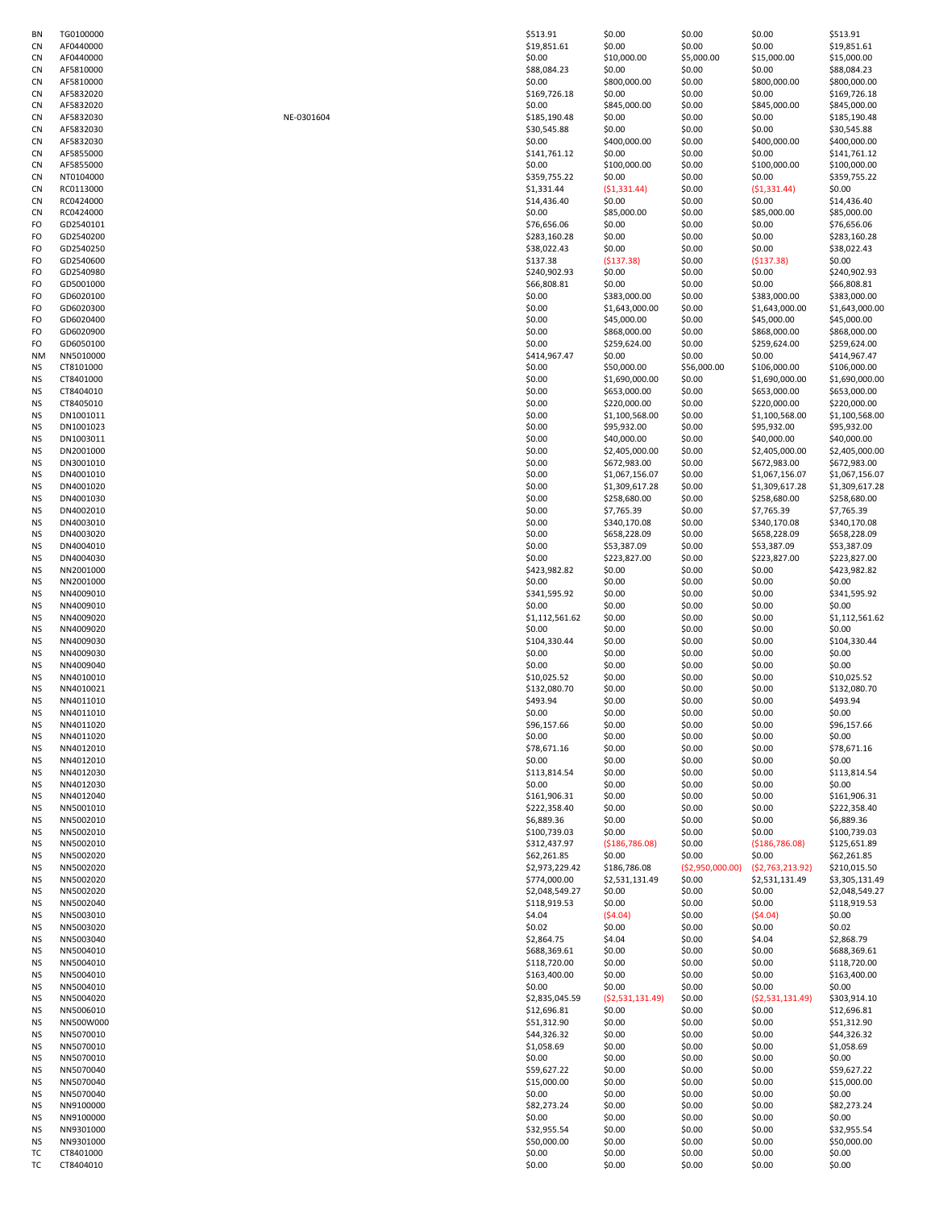| | | | | | | | |
|---|---|---|---|---|---|---|---|
| BN | TG0100000 | | $513.91 | $0.00 | $0.00 | $0.00 | $513.91 |
| CN | AF0440000 | | $19,851.61 | $0.00 | $0.00 | $0.00 | $19,851.61 |
| CN | AF0440000 | | $0.00 | $10,000.00 | $5,000.00 | $15,000.00 | $15,000.00 |
| CN | AF5810000 | | $88,084.23 | $0.00 | $0.00 | $0.00 | $88,084.23 |
| CN | AF5810000 | | $0.00 | $800,000.00 | $0.00 | $800,000.00 | $800,000.00 |
| CN | AF5832020 | | $169,726.18 | $0.00 | $0.00 | $0.00 | $169,726.18 |
| CN | AF5832020 | | $0.00 | $845,000.00 | $0.00 | $845,000.00 | $845,000.00 |
| CN | AF5832030 | NE-0301604 | $185,190.48 | $0.00 | $0.00 | $0.00 | $185,190.48 |
| CN | AF5832030 | | $30,545.88 | $0.00 | $0.00 | $0.00 | $30,545.88 |
| CN | AF5832030 | | $0.00 | $400,000.00 | $0.00 | $400,000.00 | $400,000.00 |
| CN | AF5855000 | | $141,761.12 | $0.00 | $0.00 | $0.00 | $141,761.12 |
| CN | AF5855000 | | $0.00 | $100,000.00 | $0.00 | $100,000.00 | $100,000.00 |
| CN | NT0104000 | | $359,755.22 | $0.00 | $0.00 | $0.00 | $359,755.22 |
| CN | RC0113000 | | $1,331.44 | ($1,331.44) | $0.00 | ($1,331.44) | $0.00 |
| CN | RC0424000 | | $14,436.40 | $0.00 | $0.00 | $0.00 | $14,436.40 |
| CN | RC0424000 | | $0.00 | $85,000.00 | $0.00 | $85,000.00 | $85,000.00 |
| FO | GD2540101 | | $76,656.06 | $0.00 | $0.00 | $0.00 | $76,656.06 |
| FO | GD2540200 | | $283,160.28 | $0.00 | $0.00 | $0.00 | $283,160.28 |
| FO | GD2540250 | | $38,022.43 | $0.00 | $0.00 | $0.00 | $38,022.43 |
| FO | GD2540600 | | $137.38 | ($137.38) | $0.00 | ($137.38) | $0.00 |
| FO | GD2540980 | | $240,902.93 | $0.00 | $0.00 | $0.00 | $240,902.93 |
| FO | GD5001000 | | $66,808.81 | $0.00 | $0.00 | $0.00 | $66,808.81 |
| FO | GD6020100 | | $0.00 | $383,000.00 | $0.00 | $383,000.00 | $383,000.00 |
| FO | GD6020300 | | $0.00 | $1,643,000.00 | $0.00 | $1,643,000.00 | $1,643,000.00 |
| FO | GD6020400 | | $0.00 | $45,000.00 | $0.00 | $45,000.00 | $45,000.00 |
| FO | GD6020900 | | $0.00 | $868,000.00 | $0.00 | $868,000.00 | $868,000.00 |
| FO | GD6050100 | | $0.00 | $259,624.00 | $0.00 | $259,624.00 | $259,624.00 |
| NM | NN5010000 | | $414,967.47 | $0.00 | $0.00 | $0.00 | $414,967.47 |
| NS | CT8101000 | | $0.00 | $50,000.00 | $56,000.00 | $106,000.00 | $106,000.00 |
| NS | CT8401000 | | $0.00 | $1,690,000.00 | $0.00 | $1,690,000.00 | $1,690,000.00 |
| NS | CT8404010 | | $0.00 | $653,000.00 | $0.00 | $653,000.00 | $653,000.00 |
| NS | CT8405010 | | $0.00 | $220,000.00 | $0.00 | $220,000.00 | $220,000.00 |
| NS | DN1001011 | | $0.00 | $1,100,568.00 | $0.00 | $1,100,568.00 | $1,100,568.00 |
| NS | DN1001023 | | $0.00 | $95,932.00 | $0.00 | $95,932.00 | $95,932.00 |
| NS | DN1003011 | | $0.00 | $40,000.00 | $0.00 | $40,000.00 | $40,000.00 |
| NS | DN2001000 | | $0.00 | $2,405,000.00 | $0.00 | $2,405,000.00 | $2,405,000.00 |
| NS | DN3001010 | | $0.00 | $672,983.00 | $0.00 | $672,983.00 | $672,983.00 |
| NS | DN4001010 | | $0.00 | $1,067,156.07 | $0.00 | $1,067,156.07 | $1,067,156.07 |
| NS | DN4001020 | | $0.00 | $1,309,617.28 | $0.00 | $1,309,617.28 | $1,309,617.28 |
| NS | DN4001030 | | $0.00 | $258,680.00 | $0.00 | $258,680.00 | $258,680.00 |
| NS | DN4002010 | | $0.00 | $7,765.39 | $0.00 | $7,765.39 | $7,765.39 |
| NS | DN4003010 | | $0.00 | $340,170.08 | $0.00 | $340,170.08 | $340,170.08 |
| NS | DN4003020 | | $0.00 | $658,228.09 | $0.00 | $658,228.09 | $658,228.09 |
| NS | DN4004010 | | $0.00 | $53,387.09 | $0.00 | $53,387.09 | $53,387.09 |
| NS | DN4004030 | | $0.00 | $223,827.00 | $0.00 | $223,827.00 | $223,827.00 |
| NS | NN2001000 | | $423,982.82 | $0.00 | $0.00 | $0.00 | $423,982.82 |
| NS | NN2001000 | | $0.00 | $0.00 | $0.00 | $0.00 | $0.00 |
| NS | NN4009010 | | $341,595.92 | $0.00 | $0.00 | $0.00 | $341,595.92 |
| NS | NN4009010 | | $0.00 | $0.00 | $0.00 | $0.00 | $0.00 |
| NS | NN4009020 | | $1,112,561.62 | $0.00 | $0.00 | $0.00 | $1,112,561.62 |
| NS | NN4009020 | | $0.00 | $0.00 | $0.00 | $0.00 | $0.00 |
| NS | NN4009030 | | $104,330.44 | $0.00 | $0.00 | $0.00 | $104,330.44 |
| NS | NN4009030 | | $0.00 | $0.00 | $0.00 | $0.00 | $0.00 |
| NS | NN4009040 | | $0.00 | $0.00 | $0.00 | $0.00 | $0.00 |
| NS | NN4010010 | | $10,025.52 | $0.00 | $0.00 | $0.00 | $10,025.52 |
| NS | NN4010021 | | $132,080.70 | $0.00 | $0.00 | $0.00 | $132,080.70 |
| NS | NN4011010 | | $493.94 | $0.00 | $0.00 | $0.00 | $493.94 |
| NS | NN4011010 | | $0.00 | $0.00 | $0.00 | $0.00 | $0.00 |
| NS | NN4011020 | | $96,157.66 | $0.00 | $0.00 | $0.00 | $96,157.66 |
| NS | NN4011020 | | $0.00 | $0.00 | $0.00 | $0.00 | $0.00 |
| NS | NN4012010 | | $78,671.16 | $0.00 | $0.00 | $0.00 | $78,671.16 |
| NS | NN4012010 | | $0.00 | $0.00 | $0.00 | $0.00 | $0.00 |
| NS | NN4012030 | | $113,814.54 | $0.00 | $0.00 | $0.00 | $113,814.54 |
| NS | NN4012030 | | $0.00 | $0.00 | $0.00 | $0.00 | $0.00 |
| NS | NN4012040 | | $161,906.31 | $0.00 | $0.00 | $0.00 | $161,906.31 |
| NS | NN5001010 | | $222,358.40 | $0.00 | $0.00 | $0.00 | $222,358.40 |
| NS | NN5002010 | | $6,889.36 | $0.00 | $0.00 | $0.00 | $6,889.36 |
| NS | NN5002010 | | $100,739.03 | $0.00 | $0.00 | $0.00 | $100,739.03 |
| NS | NN5002010 | | $312,437.97 | ($186,786.08) | $0.00 | ($186,786.08) | $125,651.89 |
| NS | NN5002020 | | $62,261.85 | $0.00 | $0.00 | $0.00 | $62,261.85 |
| NS | NN5002020 | | $2,973,229.42 | $186,786.08 | ($2,950,000.00) | ($2,763,213.92) | $210,015.50 |
| NS | NN5002020 | | $774,000.00 | $2,531,131.49 | $0.00 | $2,531,131.49 | $3,305,131.49 |
| NS | NN5002020 | | $2,048,549.27 | $0.00 | $0.00 | $0.00 | $2,048,549.27 |
| NS | NN5002040 | | $118,919.53 | $0.00 | $0.00 | $0.00 | $118,919.53 |
| NS | NN5003010 | | $4.04 | ($4.04) | $0.00 | ($4.04) | $0.00 |
| NS | NN5003020 | | $0.02 | $0.00 | $0.00 | $0.00 | $0.02 |
| NS | NN5003040 | | $2,864.75 | $4.04 | $0.00 | $4.04 | $2,868.79 |
| NS | NN5004010 | | $688,369.61 | $0.00 | $0.00 | $0.00 | $688,369.61 |
| NS | NN5004010 | | $118,720.00 | $0.00 | $0.00 | $0.00 | $118,720.00 |
| NS | NN5004010 | | $163,400.00 | $0.00 | $0.00 | $0.00 | $163,400.00 |
| NS | NN5004010 | | $0.00 | $0.00 | $0.00 | $0.00 | $0.00 |
| NS | NN5004020 | | $2,835,045.59 | ($2,531,131.49) | $0.00 | ($2,531,131.49) | $303,914.10 |
| NS | NN5006010 | | $12,696.81 | $0.00 | $0.00 | $0.00 | $12,696.81 |
| NS | NN500W000 | | $51,312.90 | $0.00 | $0.00 | $0.00 | $51,312.90 |
| NS | NN5070010 | | $44,326.32 | $0.00 | $0.00 | $0.00 | $44,326.32 |
| NS | NN5070010 | | $1,058.69 | $0.00 | $0.00 | $0.00 | $1,058.69 |
| NS | NN5070010 | | $0.00 | $0.00 | $0.00 | $0.00 | $0.00 |
| NS | NN5070040 | | $59,627.22 | $0.00 | $0.00 | $0.00 | $59,627.22 |
| NS | NN5070040 | | $15,000.00 | $0.00 | $0.00 | $0.00 | $15,000.00 |
| NS | NN5070040 | | $0.00 | $0.00 | $0.00 | $0.00 | $0.00 |
| NS | NN9100000 | | $82,273.24 | $0.00 | $0.00 | $0.00 | $82,273.24 |
| NS | NN9100000 | | $0.00 | $0.00 | $0.00 | $0.00 | $0.00 |
| NS | NN9301000 | | $32,955.54 | $0.00 | $0.00 | $0.00 | $32,955.54 |
| NS | NN9301000 | | $50,000.00 | $0.00 | $0.00 | $0.00 | $50,000.00 |
| TC | CT8401000 | | $0.00 | $0.00 | $0.00 | $0.00 | $0.00 |
| TC | CT8404010 | | $0.00 | $0.00 | $0.00 | $0.00 | $0.00 |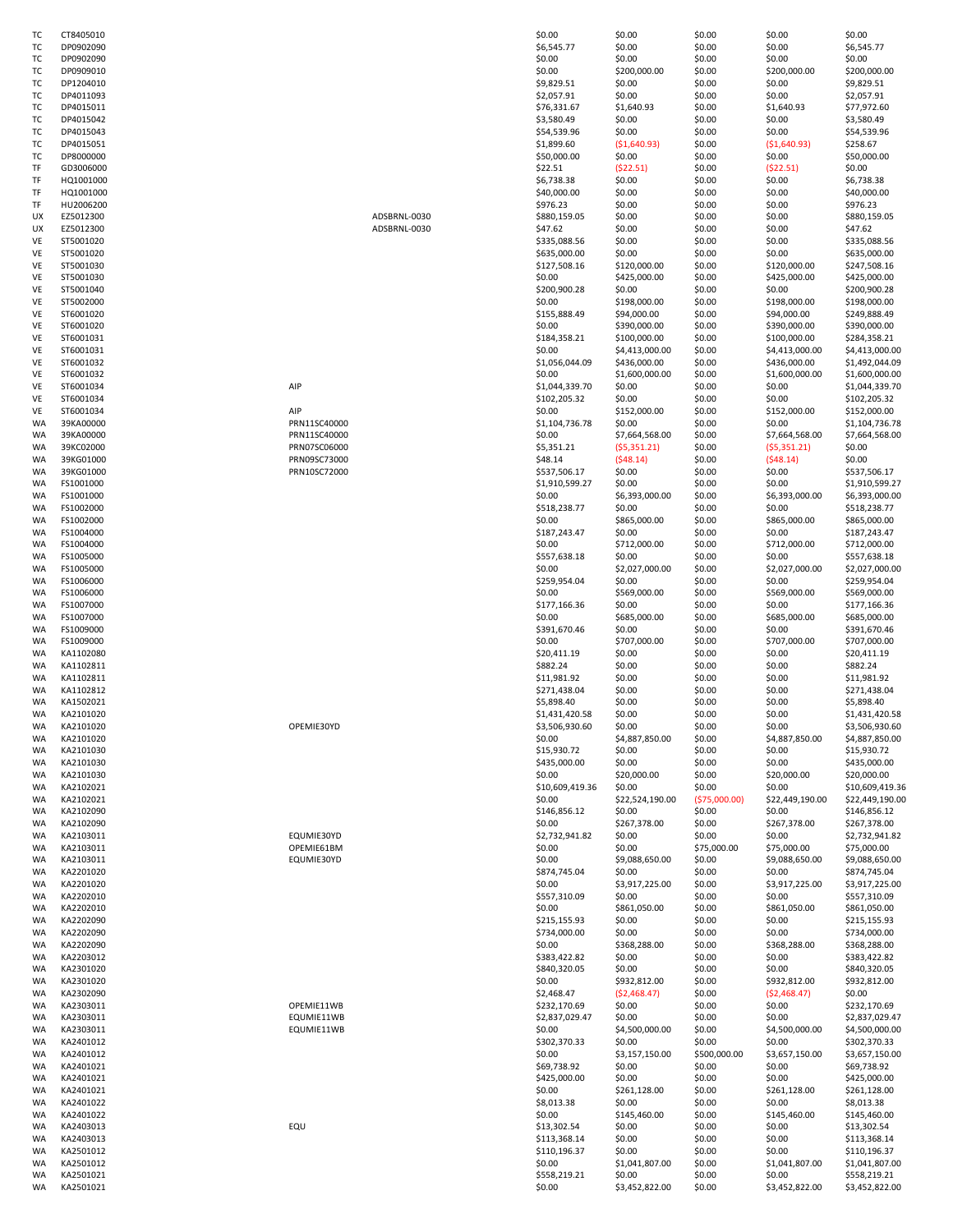| | | | | | | | | |
|---|---|---|---|---|---|---|---|---|
| TC | CT8405010 | | | $0.00 | $0.00 | $0.00 | $0.00 | $0.00 |
| TC | DP0902090 | | | $6,545.77 | $0.00 | $0.00 | $0.00 | $6,545.77 |
| TC | DP0902090 | | | $0.00 | $0.00 | $0.00 | $0.00 | $0.00 |
| TC | DP0909010 | | | $0.00 | $200,000.00 | $0.00 | $200,000.00 | $200,000.00 |
| TC | DP1204010 | | | $9,829.51 | $0.00 | $0.00 | $0.00 | $9,829.51 |
| TC | DP4011093 | | | $2,057.91 | $0.00 | $0.00 | $0.00 | $2,057.91 |
| TC | DP4015011 | | | $76,331.67 | $1,640.93 | $0.00 | $1,640.93 | $77,972.60 |
| TC | DP4015042 | | | $3,580.49 | $0.00 | $0.00 | $0.00 | $3,580.49 |
| TC | DP4015043 | | | $54,539.96 | $0.00 | $0.00 | $0.00 | $54,539.96 |
| TC | DP4015051 | | | $1,899.60 | ($1,640.93) | $0.00 | ($1,640.93) | $258.67 |
| TC | DP8000000 | | | $50,000.00 | $0.00 | $0.00 | $0.00 | $50,000.00 |
| TF | GD3006000 | | | $22.51 | ($22.51) | $0.00 | ($22.51) | $0.00 |
| TF | HQ1001000 | | | $6,738.38 | $0.00 | $0.00 | $0.00 | $6,738.38 |
| TF | HQ1001000 | | | $40,000.00 | $0.00 | $0.00 | $0.00 | $40,000.00 |
| TF | HU2006200 | | | $976.23 | $0.00 | $0.00 | $0.00 | $976.23 |
| UX | EZ5012300 | | ADSBRNL-0030 | $880,159.05 | $0.00 | $0.00 | $0.00 | $880,159.05 |
| UX | EZ5012300 | | ADSBRNL-0030 | $47.62 | $0.00 | $0.00 | $0.00 | $47.62 |
| VE | ST5001020 | | | $335,088.56 | $0.00 | $0.00 | $0.00 | $335,088.56 |
| VE | ST5001020 | | | $635,000.00 | $0.00 | $0.00 | $0.00 | $635,000.00 |
| VE | ST5001030 | | | $127,508.16 | $120,000.00 | $0.00 | $120,000.00 | $247,508.16 |
| VE | ST5001030 | | | $0.00 | $425,000.00 | $0.00 | $425,000.00 | $425,000.00 |
| VE | ST5001040 | | | $200,900.28 | $0.00 | $0.00 | $0.00 | $200,900.28 |
| VE | ST5002000 | | | $0.00 | $198,000.00 | $0.00 | $198,000.00 | $198,000.00 |
| VE | ST6001020 | | | $155,888.49 | $94,000.00 | $0.00 | $94,000.00 | $249,888.49 |
| VE | ST6001020 | | | $0.00 | $390,000.00 | $0.00 | $390,000.00 | $390,000.00 |
| VE | ST6001031 | | | $184,358.21 | $100,000.00 | $0.00 | $100,000.00 | $284,358.21 |
| VE | ST6001031 | | | $0.00 | $4,413,000.00 | $0.00 | $4,413,000.00 | $4,413,000.00 |
| VE | ST6001032 | | | $1,056,044.09 | $436,000.00 | $0.00 | $436,000.00 | $1,492,044.09 |
| VE | ST6001032 | | | $0.00 | $1,600,000.00 | $0.00 | $1,600,000.00 | $1,600,000.00 |
| VE | ST6001034 | AIP | | $1,044,339.70 | $0.00 | $0.00 | $0.00 | $1,044,339.70 |
| VE | ST6001034 | | | $102,205.32 | $0.00 | $0.00 | $0.00 | $102,205.32 |
| VE | ST6001034 | AIP | | $0.00 | $152,000.00 | $0.00 | $152,000.00 | $152,000.00 |
| WA | 39KA00000 | PRN11SC40000 | | $1,104,736.78 | $0.00 | $0.00 | $0.00 | $1,104,736.78 |
| WA | 39KA00000 | PRN11SC40000 | | $0.00 | $7,664,568.00 | $0.00 | $7,664,568.00 | $7,664,568.00 |
| WA | 39KC02000 | PRN07SC06000 | | $5,351.21 | ($5,351.21) | $0.00 | ($5,351.21) | $0.00 |
| WA | 39KG01000 | PRN09SC73000 | | $48.14 | ($48.14) | $0.00 | ($48.14) | $0.00 |
| WA | 39KG01000 | PRN10SC72000 | | $537,506.17 | $0.00 | $0.00 | $0.00 | $537,506.17 |
| WA | FS1001000 | | | $1,910,599.27 | $0.00 | $0.00 | $0.00 | $1,910,599.27 |
| WA | FS1001000 | | | $0.00 | $6,393,000.00 | $0.00 | $6,393,000.00 | $6,393,000.00 |
| WA | FS1002000 | | | $518,238.77 | $0.00 | $0.00 | $0.00 | $518,238.77 |
| WA | FS1002000 | | | $0.00 | $865,000.00 | $0.00 | $865,000.00 | $865,000.00 |
| WA | FS1004000 | | | $187,243.47 | $0.00 | $0.00 | $0.00 | $187,243.47 |
| WA | FS1004000 | | | $0.00 | $712,000.00 | $0.00 | $712,000.00 | $712,000.00 |
| WA | FS1005000 | | | $557,638.18 | $0.00 | $0.00 | $0.00 | $557,638.18 |
| WA | FS1005000 | | | $0.00 | $2,027,000.00 | $0.00 | $2,027,000.00 | $2,027,000.00 |
| WA | FS1006000 | | | $259,954.04 | $0.00 | $0.00 | $0.00 | $259,954.04 |
| WA | FS1006000 | | | $0.00 | $569,000.00 | $0.00 | $569,000.00 | $569,000.00 |
| WA | FS1007000 | | | $177,166.36 | $0.00 | $0.00 | $0.00 | $177,166.36 |
| WA | FS1007000 | | | $0.00 | $685,000.00 | $0.00 | $685,000.00 | $685,000.00 |
| WA | FS1009000 | | | $391,670.46 | $0.00 | $0.00 | $0.00 | $391,670.46 |
| WA | FS1009000 | | | $0.00 | $707,000.00 | $0.00 | $707,000.00 | $707,000.00 |
| WA | KA1102080 | | | $20,411.19 | $0.00 | $0.00 | $0.00 | $20,411.19 |
| WA | KA1102811 | | | $882.24 | $0.00 | $0.00 | $0.00 | $882.24 |
| WA | KA1102811 | | | $11,981.92 | $0.00 | $0.00 | $0.00 | $11,981.92 |
| WA | KA1102812 | | | $271,438.04 | $0.00 | $0.00 | $0.00 | $271,438.04 |
| WA | KA1502021 | | | $5,898.40 | $0.00 | $0.00 | $0.00 | $5,898.40 |
| WA | KA2101020 | | | $1,431,420.58 | $0.00 | $0.00 | $0.00 | $1,431,420.58 |
| WA | KA2101020 | OPEMIE30YD | | $3,506,930.60 | $0.00 | $0.00 | $0.00 | $3,506,930.60 |
| WA | KA2101020 | | | $0.00 | $4,887,850.00 | $0.00 | $4,887,850.00 | $4,887,850.00 |
| WA | KA2101030 | | | $15,930.72 | $0.00 | $0.00 | $0.00 | $15,930.72 |
| WA | KA2101030 | | | $435,000.00 | $0.00 | $0.00 | $0.00 | $435,000.00 |
| WA | KA2101030 | | | $0.00 | $20,000.00 | $0.00 | $20,000.00 | $20,000.00 |
| WA | KA2102021 | | | $10,609,419.36 | $0.00 | $0.00 | $0.00 | $10,609,419.36 |
| WA | KA2102021 | | | $0.00 | $22,524,190.00 | ($75,000.00) | $22,449,190.00 | $22,449,190.00 |
| WA | KA2102090 | | | $146,856.12 | $0.00 | $0.00 | $0.00 | $146,856.12 |
| WA | KA2102090 | | | $0.00 | $267,378.00 | $0.00 | $267,378.00 | $267,378.00 |
| WA | KA2103011 | EQUMIE30YD | | $2,732,941.82 | $0.00 | $0.00 | $0.00 | $2,732,941.82 |
| WA | KA2103011 | OPEMIE61BM | | $0.00 | $0.00 | $75,000.00 | $75,000.00 | $75,000.00 |
| WA | KA2103011 | EQUMIE30YD | | $0.00 | $9,088,650.00 | $0.00 | $9,088,650.00 | $9,088,650.00 |
| WA | KA2201020 | | | $874,745.04 | $0.00 | $0.00 | $0.00 | $874,745.04 |
| WA | KA2201020 | | | $0.00 | $3,917,225.00 | $0.00 | $3,917,225.00 | $3,917,225.00 |
| WA | KA2202010 | | | $557,310.09 | $0.00 | $0.00 | $0.00 | $557,310.09 |
| WA | KA2202010 | | | $0.00 | $861,050.00 | $0.00 | $861,050.00 | $861,050.00 |
| WA | KA2202090 | | | $215,155.93 | $0.00 | $0.00 | $0.00 | $215,155.93 |
| WA | KA2202090 | | | $734,000.00 | $0.00 | $0.00 | $0.00 | $734,000.00 |
| WA | KA2202090 | | | $0.00 | $368,288.00 | $0.00 | $368,288.00 | $368,288.00 |
| WA | KA2203012 | | | $383,422.82 | $0.00 | $0.00 | $0.00 | $383,422.82 |
| WA | KA2301020 | | | $840,320.05 | $0.00 | $0.00 | $0.00 | $840,320.05 |
| WA | KA2301020 | | | $0.00 | $932,812.00 | $0.00 | $932,812.00 | $932,812.00 |
| WA | KA2302090 | | | $2,468.47 | ($2,468.47) | $0.00 | ($2,468.47) | $0.00 |
| WA | KA2303011 | OPEMIE11WB | | $232,170.69 | $0.00 | $0.00 | $0.00 | $232,170.69 |
| WA | KA2303011 | EQUMIE11WB | | $2,837,029.47 | $0.00 | $0.00 | $0.00 | $2,837,029.47 |
| WA | KA2303011 | EQUMIE11WB | | $0.00 | $4,500,000.00 | $0.00 | $4,500,000.00 | $4,500,000.00 |
| WA | KA2401012 | | | $302,370.33 | $0.00 | $0.00 | $0.00 | $302,370.33 |
| WA | KA2401012 | | | $0.00 | $3,157,150.00 | $500,000.00 | $3,657,150.00 | $3,657,150.00 |
| WA | KA2401021 | | | $69,738.92 | $0.00 | $0.00 | $0.00 | $69,738.92 |
| WA | KA2401021 | | | $425,000.00 | $0.00 | $0.00 | $0.00 | $425,000.00 |
| WA | KA2401021 | | | $0.00 | $261,128.00 | $0.00 | $261,128.00 | $261,128.00 |
| WA | KA2401022 | | | $8,013.38 | $0.00 | $0.00 | $0.00 | $8,013.38 |
| WA | KA2401022 | | | $0.00 | $145,460.00 | $0.00 | $145,460.00 | $145,460.00 |
| WA | KA2403013 | EQU | | $13,302.54 | $0.00 | $0.00 | $0.00 | $13,302.54 |
| WA | KA2403013 | | | $113,368.14 | $0.00 | $0.00 | $0.00 | $113,368.14 |
| WA | KA2501012 | | | $110,196.37 | $0.00 | $0.00 | $0.00 | $110,196.37 |
| WA | KA2501012 | | | $0.00 | $1,041,807.00 | $0.00 | $1,041,807.00 | $1,041,807.00 |
| WA | KA2501021 | | | $558,219.21 | $0.00 | $0.00 | $0.00 | $558,219.21 |
| WA | KA2501021 | | | $0.00 | $3,452,822.00 | $0.00 | $3,452,822.00 | $3,452,822.00 |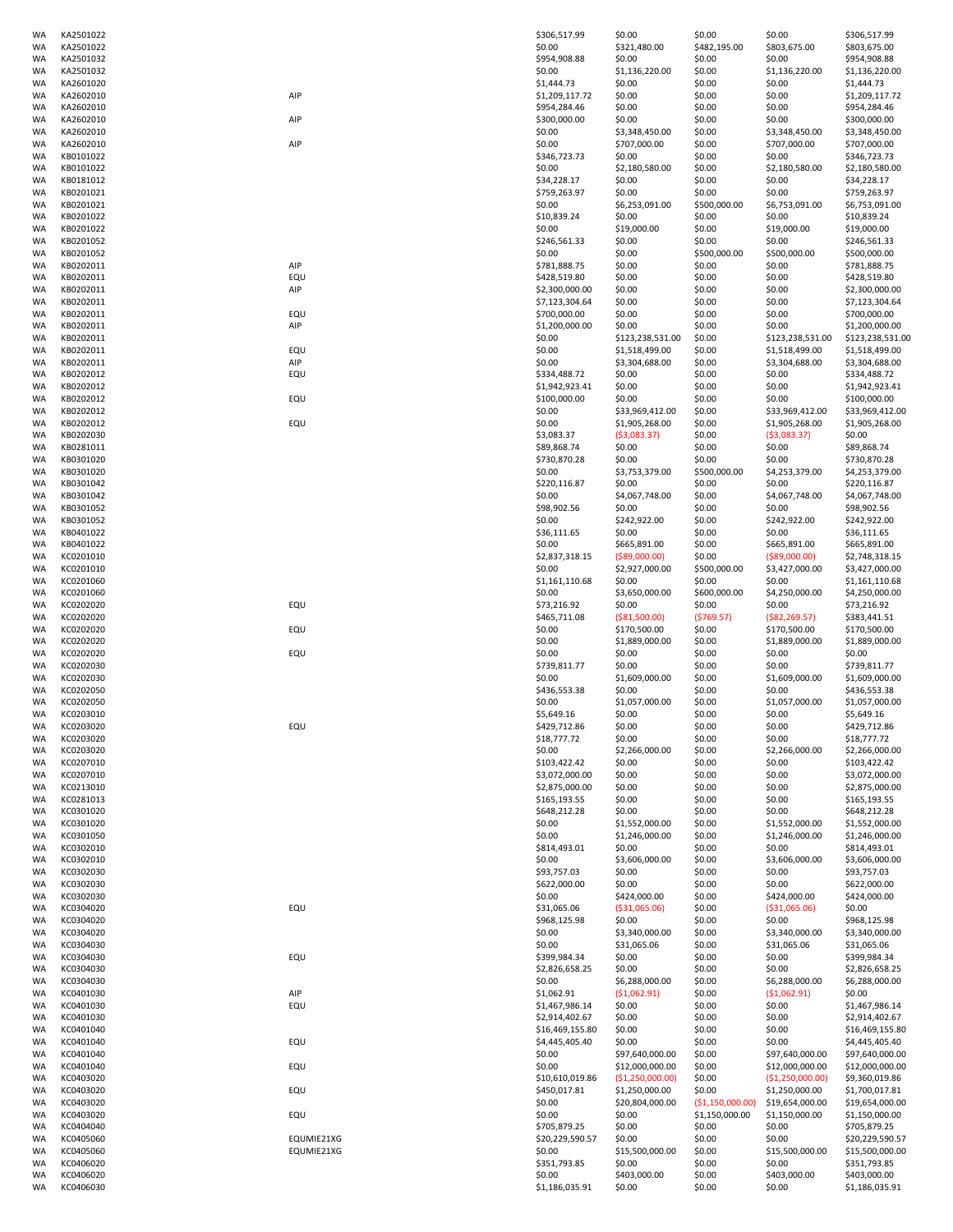| | | | | | | | |
|---|---|---|---|---|---|---|---|
| WA | KA2501022 | | $306,517.99 | $0.00 | $0.00 | $0.00 | $306,517.99 |
| WA | KA2501022 | | $0.00 | $321,480.00 | $482,195.00 | $803,675.00 | $803,675.00 |
| WA | KA2501032 | | $954,908.88 | $0.00 | $0.00 | $0.00 | $954,908.88 |
| WA | KA2501032 | | $0.00 | $1,136,220.00 | $0.00 | $1,136,220.00 | $1,136,220.00 |
| WA | KA2601020 | | $1,444.73 | $0.00 | $0.00 | $0.00 | $1,444.73 |
| WA | KA2602010 | AIP | $1,209,117.72 | $0.00 | $0.00 | $0.00 | $1,209,117.72 |
| WA | KA2602010 | | $954,284.46 | $0.00 | $0.00 | $0.00 | $954,284.46 |
| WA | KA2602010 | AIP | $300,000.00 | $0.00 | $0.00 | $0.00 | $300,000.00 |
| WA | KA2602010 | | $0.00 | $3,348,450.00 | $0.00 | $3,348,450.00 | $3,348,450.00 |
| WA | KA2602010 | AIP | $0.00 | $707,000.00 | $0.00 | $707,000.00 | $707,000.00 |
| WA | KB0101022 | | $346,723.73 | $0.00 | $0.00 | $0.00 | $346,723.73 |
| WA | KB0101022 | | $0.00 | $2,180,580.00 | $0.00 | $2,180,580.00 | $2,180,580.00 |
| WA | KB0181012 | | $34,228.17 | $0.00 | $0.00 | $0.00 | $34,228.17 |
| WA | KB0201021 | | $759,263.97 | $0.00 | $0.00 | $0.00 | $759,263.97 |
| WA | KB0201021 | | $0.00 | $6,253,091.00 | $500,000.00 | $6,753,091.00 | $6,753,091.00 |
| WA | KB0201022 | | $10,839.24 | $0.00 | $0.00 | $0.00 | $10,839.24 |
| WA | KB0201022 | | $0.00 | $19,000.00 | $0.00 | $19,000.00 | $19,000.00 |
| WA | KB0201052 | | $246,561.33 | $0.00 | $0.00 | $0.00 | $246,561.33 |
| WA | KB0201052 | | $0.00 | $0.00 | $500,000.00 | $500,000.00 | $500,000.00 |
| WA | KB0202011 | AIP | $781,888.75 | $0.00 | $0.00 | $0.00 | $781,888.75 |
| WA | KB0202011 | EQU | $428,519.80 | $0.00 | $0.00 | $0.00 | $428,519.80 |
| WA | KB0202011 | AIP | $2,300,000.00 | $0.00 | $0.00 | $0.00 | $2,300,000.00 |
| WA | KB0202011 | | $7,123,304.64 | $0.00 | $0.00 | $0.00 | $7,123,304.64 |
| WA | KB0202011 | EQU | $700,000.00 | $0.00 | $0.00 | $0.00 | $700,000.00 |
| WA | KB0202011 | AIP | $1,200,000.00 | $0.00 | $0.00 | $0.00 | $1,200,000.00 |
| WA | KB0202011 | | $0.00 | $123,238,531.00 | $0.00 | $123,238,531.00 | $123,238,531.00 |
| WA | KB0202011 | EQU | $0.00 | $1,518,499.00 | $0.00 | $1,518,499.00 | $1,518,499.00 |
| WA | KB0202011 | AIP | $0.00 | $3,304,688.00 | $0.00 | $3,304,688.00 | $3,304,688.00 |
| WA | KB0202012 | EQU | $334,488.72 | $0.00 | $0.00 | $0.00 | $334,488.72 |
| WA | KB0202012 | | $1,942,923.41 | $0.00 | $0.00 | $0.00 | $1,942,923.41 |
| WA | KB0202012 | EQU | $100,000.00 | $0.00 | $0.00 | $0.00 | $100,000.00 |
| WA | KB0202012 | | $0.00 | $33,969,412.00 | $0.00 | $33,969,412.00 | $33,969,412.00 |
| WA | KB0202012 | EQU | $0.00 | $1,905,268.00 | $0.00 | $1,905,268.00 | $1,905,268.00 |
| WA | KB0202030 | | $3,083.37 | ($3,083.37) | $0.00 | ($3,083.37) | $0.00 |
| WA | KB0281011 | | $89,868.74 | $0.00 | $0.00 | $0.00 | $89,868.74 |
| WA | KB0301020 | | $730,870.28 | $0.00 | $0.00 | $0.00 | $730,870.28 |
| WA | KB0301020 | | $0.00 | $3,753,379.00 | $500,000.00 | $4,253,379.00 | $4,253,379.00 |
| WA | KB0301042 | | $220,116.87 | $0.00 | $0.00 | $0.00 | $220,116.87 |
| WA | KB0301042 | | $0.00 | $4,067,748.00 | $0.00 | $4,067,748.00 | $4,067,748.00 |
| WA | KB0301052 | | $98,902.56 | $0.00 | $0.00 | $0.00 | $98,902.56 |
| WA | KB0301052 | | $0.00 | $242,922.00 | $0.00 | $242,922.00 | $242,922.00 |
| WA | KB0401022 | | $36,111.65 | $0.00 | $0.00 | $0.00 | $36,111.65 |
| WA | KB0401022 | | $0.00 | $665,891.00 | $0.00 | $665,891.00 | $665,891.00 |
| WA | KC0201010 | | $2,837,318.15 | ($89,000.00) | $0.00 | ($89,000.00) | $2,748,318.15 |
| WA | KC0201010 | | $0.00 | $2,927,000.00 | $500,000.00 | $3,427,000.00 | $3,427,000.00 |
| WA | KC0201060 | | $1,161,110.68 | $0.00 | $0.00 | $0.00 | $1,161,110.68 |
| WA | KC0201060 | | $0.00 | $3,650,000.00 | $600,000.00 | $4,250,000.00 | $4,250,000.00 |
| WA | KC0202020 | EQU | $73,216.92 | $0.00 | $0.00 | $0.00 | $73,216.92 |
| WA | KC0202020 | | $465,711.08 | ($81,500.00) | ($769.57) | ($82,269.57) | $383,441.51 |
| WA | KC0202020 | EQU | $0.00 | $170,500.00 | $0.00 | $170,500.00 | $170,500.00 |
| WA | KC0202020 | | $0.00 | $1,889,000.00 | $0.00 | $1,889,000.00 | $1,889,000.00 |
| WA | KC0202020 | EQU | $0.00 | $0.00 | $0.00 | $0.00 | $0.00 |
| WA | KC0202030 | | $739,811.77 | $0.00 | $0.00 | $0.00 | $739,811.77 |
| WA | KC0202030 | | $0.00 | $1,609,000.00 | $0.00 | $1,609,000.00 | $1,609,000.00 |
| WA | KC0202050 | | $436,553.38 | $0.00 | $0.00 | $0.00 | $436,553.38 |
| WA | KC0202050 | | $0.00 | $1,057,000.00 | $0.00 | $1,057,000.00 | $1,057,000.00 |
| WA | KC0203010 | | $5,649.16 | $0.00 | $0.00 | $0.00 | $5,649.16 |
| WA | KC0203020 | EQU | $429,712.86 | $0.00 | $0.00 | $0.00 | $429,712.86 |
| WA | KC0203020 | | $18,777.72 | $0.00 | $0.00 | $0.00 | $18,777.72 |
| WA | KC0203020 | | $0.00 | $2,266,000.00 | $0.00 | $2,266,000.00 | $2,266,000.00 |
| WA | KC0207010 | | $103,422.42 | $0.00 | $0.00 | $0.00 | $103,422.42 |
| WA | KC0207010 | | $3,072,000.00 | $0.00 | $0.00 | $0.00 | $3,072,000.00 |
| WA | KC0213010 | | $2,875,000.00 | $0.00 | $0.00 | $0.00 | $2,875,000.00 |
| WA | KC0281013 | | $165,193.55 | $0.00 | $0.00 | $0.00 | $165,193.55 |
| WA | KC0301020 | | $648,212.28 | $0.00 | $0.00 | $0.00 | $648,212.28 |
| WA | KC0301020 | | $0.00 | $1,552,000.00 | $0.00 | $1,552,000.00 | $1,552,000.00 |
| WA | KC0301050 | | $0.00 | $1,246,000.00 | $0.00 | $1,246,000.00 | $1,246,000.00 |
| WA | KC0302010 | | $814,493.01 | $0.00 | $0.00 | $0.00 | $814,493.01 |
| WA | KC0302010 | | $0.00 | $3,606,000.00 | $0.00 | $3,606,000.00 | $3,606,000.00 |
| WA | KC0302030 | | $93,757.03 | $0.00 | $0.00 | $0.00 | $93,757.03 |
| WA | KC0302030 | | $622,000.00 | $0.00 | $0.00 | $0.00 | $622,000.00 |
| WA | KC0302030 | | $0.00 | $424,000.00 | $0.00 | $424,000.00 | $424,000.00 |
| WA | KC0304020 | EQU | $31,065.06 | ($31,065.06) | $0.00 | ($31,065.06) | $0.00 |
| WA | KC0304020 | | $968,125.98 | $0.00 | $0.00 | $0.00 | $968,125.98 |
| WA | KC0304020 | | $0.00 | $3,340,000.00 | $0.00 | $3,340,000.00 | $3,340,000.00 |
| WA | KC0304030 | | $0.00 | $31,065.06 | $0.00 | $31,065.06 | $31,065.06 |
| WA | KC0304030 | EQU | $399,984.34 | $0.00 | $0.00 | $0.00 | $399,984.34 |
| WA | KC0304030 | | $2,826,658.25 | $0.00 | $0.00 | $0.00 | $2,826,658.25 |
| WA | KC0304030 | | $0.00 | $6,288,000.00 | $0.00 | $6,288,000.00 | $6,288,000.00 |
| WA | KC0401030 | AIP | $1,062.91 | ($1,062.91) | $0.00 | ($1,062.91) | $0.00 |
| WA | KC0401030 | EQU | $1,467,986.14 | $0.00 | $0.00 | $0.00 | $1,467,986.14 |
| WA | KC0401030 | | $2,914,402.67 | $0.00 | $0.00 | $0.00 | $2,914,402.67 |
| WA | KC0401040 | | $16,469,155.80 | $0.00 | $0.00 | $0.00 | $16,469,155.80 |
| WA | KC0401040 | EQU | $4,445,405.40 | $0.00 | $0.00 | $0.00 | $4,445,405.40 |
| WA | KC0401040 | | $0.00 | $97,640,000.00 | $0.00 | $97,640,000.00 | $97,640,000.00 |
| WA | KC0401040 | EQU | $0.00 | $12,000,000.00 | $0.00 | $12,000,000.00 | $12,000,000.00 |
| WA | KC0403020 | | $10,610,019.86 | ($1,250,000.00) | $0.00 | ($1,250,000.00) | $9,360,019.86 |
| WA | KC0403020 | EQU | $450,017.81 | $1,250,000.00 | $0.00 | $1,250,000.00 | $1,700,017.81 |
| WA | KC0403020 | | $0.00 | $20,804,000.00 | ($1,150,000.00) | $19,654,000.00 | $19,654,000.00 |
| WA | KC0403020 | EQU | $0.00 | $0.00 | $1,150,000.00 | $1,150,000.00 | $1,150,000.00 |
| WA | KC0404040 | | $705,879.25 | $0.00 | $0.00 | $0.00 | $705,879.25 |
| WA | KC0405060 | EQUMIE21XG | $20,229,590.57 | $0.00 | $0.00 | $0.00 | $20,229,590.57 |
| WA | KC0405060 | EQUMIE21XG | $0.00 | $15,500,000.00 | $0.00 | $15,500,000.00 | $15,500,000.00 |
| WA | KC0406020 | | $351,793.85 | $0.00 | $0.00 | $0.00 | $351,793.85 |
| WA | KC0406020 | | $0.00 | $403,000.00 | $0.00 | $403,000.00 | $403,000.00 |
| WA | KC0406030 | | $1,186,035.91 | $0.00 | $0.00 | $0.00 | $1,186,035.91 |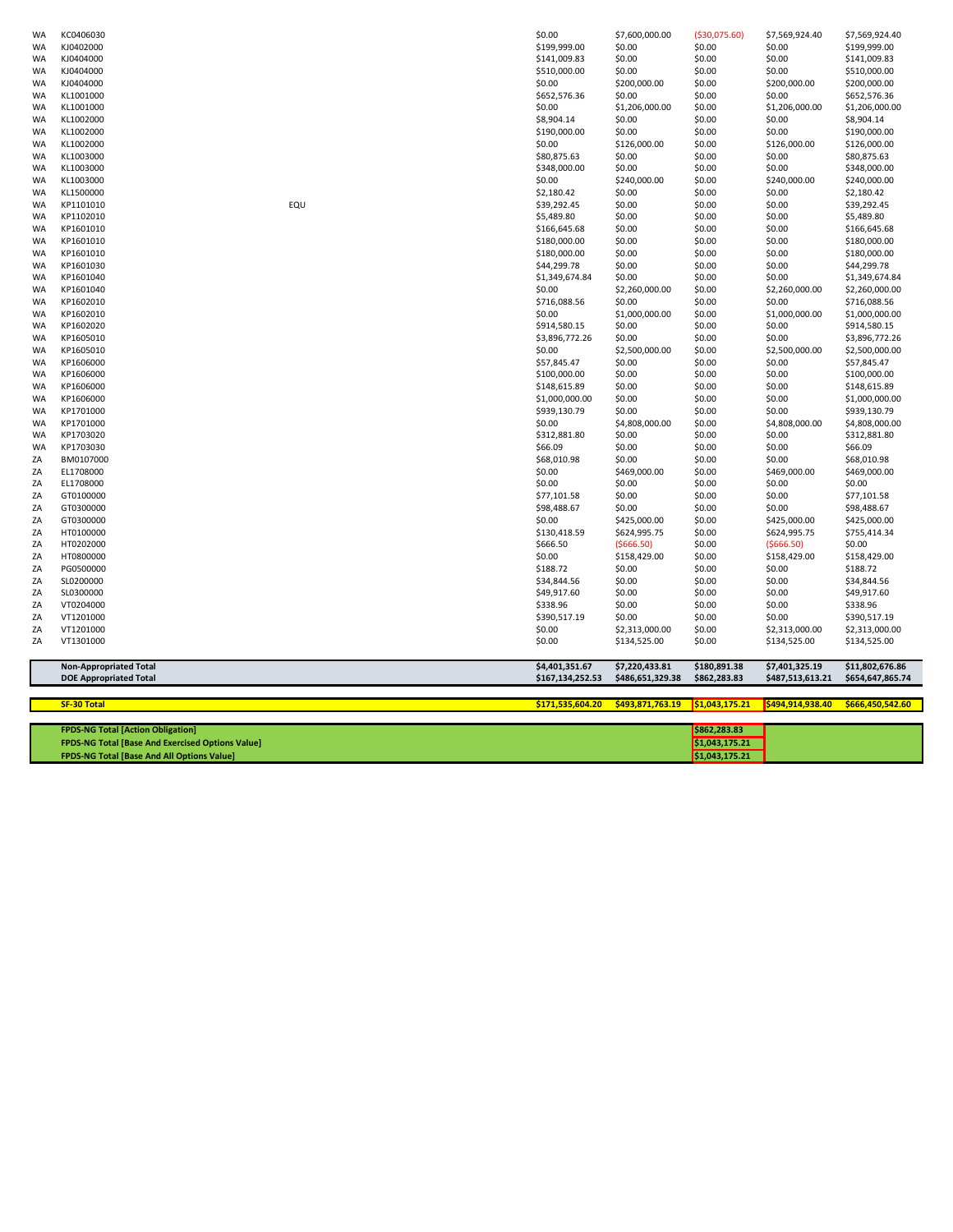| | | | | | | | |
|---|---|---|---|---|---|---|---|
| WA | KC0406030 | | $0.00 | $7,600,000.00 | ($30,075.60) | $7,569,924.40 | $7,569,924.40 |
| WA | KJ0402000 | | $199,999.00 | $0.00 | $0.00 | $0.00 | $199,999.00 |
| WA | KJ0404000 | | $141,009.83 | $0.00 | $0.00 | $0.00 | $141,009.83 |
| WA | KJ0404000 | | $510,000.00 | $0.00 | $0.00 | $0.00 | $510,000.00 |
| WA | KJ0404000 | | $0.00 | $200,000.00 | $0.00 | $200,000.00 | $200,000.00 |
| WA | KL1001000 | | $652,576.36 | $0.00 | $0.00 | $0.00 | $652,576.36 |
| WA | KL1001000 | | $0.00 | $1,206,000.00 | $0.00 | $1,206,000.00 | $1,206,000.00 |
| WA | KL1002000 | | $8,904.14 | $0.00 | $0.00 | $0.00 | $8,904.14 |
| WA | KL1002000 | | $190,000.00 | $0.00 | $0.00 | $0.00 | $190,000.00 |
| WA | KL1002000 | | $0.00 | $126,000.00 | $0.00 | $126,000.00 | $126,000.00 |
| WA | KL1003000 | | $80,875.63 | $0.00 | $0.00 | $0.00 | $80,875.63 |
| WA | KL1003000 | | $348,000.00 | $0.00 | $0.00 | $0.00 | $348,000.00 |
| WA | KL1003000 | | $0.00 | $240,000.00 | $0.00 | $240,000.00 | $240,000.00 |
| WA | KL1500000 | | $2,180.42 | $0.00 | $0.00 | $0.00 | $2,180.42 |
| WA | KP1101010 | EQU | $39,292.45 | $0.00 | $0.00 | $0.00 | $39,292.45 |
| WA | KP1102010 | | $5,489.80 | $0.00 | $0.00 | $0.00 | $5,489.80 |
| WA | KP1601010 | | $166,645.68 | $0.00 | $0.00 | $0.00 | $166,645.68 |
| WA | KP1601010 | | $180,000.00 | $0.00 | $0.00 | $0.00 | $180,000.00 |
| WA | KP1601010 | | $180,000.00 | $0.00 | $0.00 | $0.00 | $180,000.00 |
| WA | KP1601030 | | $44,299.78 | $0.00 | $0.00 | $0.00 | $44,299.78 |
| WA | KP1601040 | | $1,349,674.84 | $0.00 | $0.00 | $0.00 | $1,349,674.84 |
| WA | KP1601040 | | $0.00 | $2,260,000.00 | $0.00 | $2,260,000.00 | $2,260,000.00 |
| WA | KP1602010 | | $716,088.56 | $0.00 | $0.00 | $0.00 | $716,088.56 |
| WA | KP1602010 | | $0.00 | $1,000,000.00 | $0.00 | $1,000,000.00 | $1,000,000.00 |
| WA | KP1602020 | | $914,580.15 | $0.00 | $0.00 | $0.00 | $914,580.15 |
| WA | KP1605010 | | $3,896,772.26 | $0.00 | $0.00 | $0.00 | $3,896,772.26 |
| WA | KP1605010 | | $0.00 | $2,500,000.00 | $0.00 | $2,500,000.00 | $2,500,000.00 |
| WA | KP1606000 | | $57,845.47 | $0.00 | $0.00 | $0.00 | $57,845.47 |
| WA | KP1606000 | | $100,000.00 | $0.00 | $0.00 | $0.00 | $100,000.00 |
| WA | KP1606000 | | $148,615.89 | $0.00 | $0.00 | $0.00 | $148,615.89 |
| WA | KP1606000 | | $1,000,000.00 | $0.00 | $0.00 | $0.00 | $1,000,000.00 |
| WA | KP1701000 | | $939,130.79 | $0.00 | $0.00 | $0.00 | $939,130.79 |
| WA | KP1701000 | | $0.00 | $4,808,000.00 | $0.00 | $4,808,000.00 | $4,808,000.00 |
| WA | KP1703020 | | $312,881.80 | $0.00 | $0.00 | $0.00 | $312,881.80 |
| WA | KP1703030 | | $66.09 | $0.00 | $0.00 | $0.00 | $66.09 |
| ZA | BM0107000 | | $68,010.98 | $0.00 | $0.00 | $0.00 | $68,010.98 |
| ZA | EL1708000 | | $0.00 | $469,000.00 | $0.00 | $469,000.00 | $469,000.00 |
| ZA | EL1708000 | | $0.00 | $0.00 | $0.00 | $0.00 | $0.00 |
| ZA | GT0100000 | | $77,101.58 | $0.00 | $0.00 | $0.00 | $77,101.58 |
| ZA | GT0300000 | | $98,488.67 | $0.00 | $0.00 | $0.00 | $98,488.67 |
| ZA | GT0300000 | | $0.00 | $425,000.00 | $0.00 | $425,000.00 | $425,000.00 |
| ZA | HT0100000 | | $130,418.59 | $624,995.75 | $0.00 | $624,995.75 | $755,414.34 |
| ZA | HT0202000 | | $666.50 | ($666.50) | $0.00 | ($666.50) | $0.00 |
| ZA | HT0800000 | | $0.00 | $158,429.00 | $0.00 | $158,429.00 | $158,429.00 |
| ZA | PG0500000 | | $188.72 | $0.00 | $0.00 | $0.00 | $188.72 |
| ZA | SL0200000 | | $34,844.56 | $0.00 | $0.00 | $0.00 | $34,844.56 |
| ZA | SL0300000 | | $49,917.60 | $0.00 | $0.00 | $0.00 | $49,917.60 |
| ZA | VT0204000 | | $338.96 | $0.00 | $0.00 | $0.00 | $338.96 |
| ZA | VT1201000 | | $390,517.19 | $0.00 | $0.00 | $0.00 | $390,517.19 |
| ZA | VT1201000 | | $0.00 | $2,313,000.00 | $0.00 | $2,313,000.00 | $2,313,000.00 |
| ZA | VT1301000 | | $0.00 | $134,525.00 | $0.00 | $134,525.00 | $134,525.00 |
| | **Non-Appropriated Total** | | **$4,401,351.67** | **$7,220,433.81** | **$180,891.38** | **$7,401,325.19** | **$11,802,676.86** |
| | **DOE Appropriated Total** | | **$167,134,252.53** | **$486,651,329.38** | **$862,283.83** | **$487,513,613.21** | **$654,647,865.74** |
| | **SF-30 Total** | | **$171,535,604.20** | **$493,871,763.19** | **$1,043,175.21** | **$494,914,938.40** | **$666,450,542.60** |

| | |
|---|---|
| **FPDS-NG Total [Action Obligation]** | **$862,283.83** |
| **FPDS-NG Total [Base And Exercised Options Value]** | **$1,043,175.21** |
| **FPDS-NG Total [Base And All Options Value]** | **$1,043,175.21** |